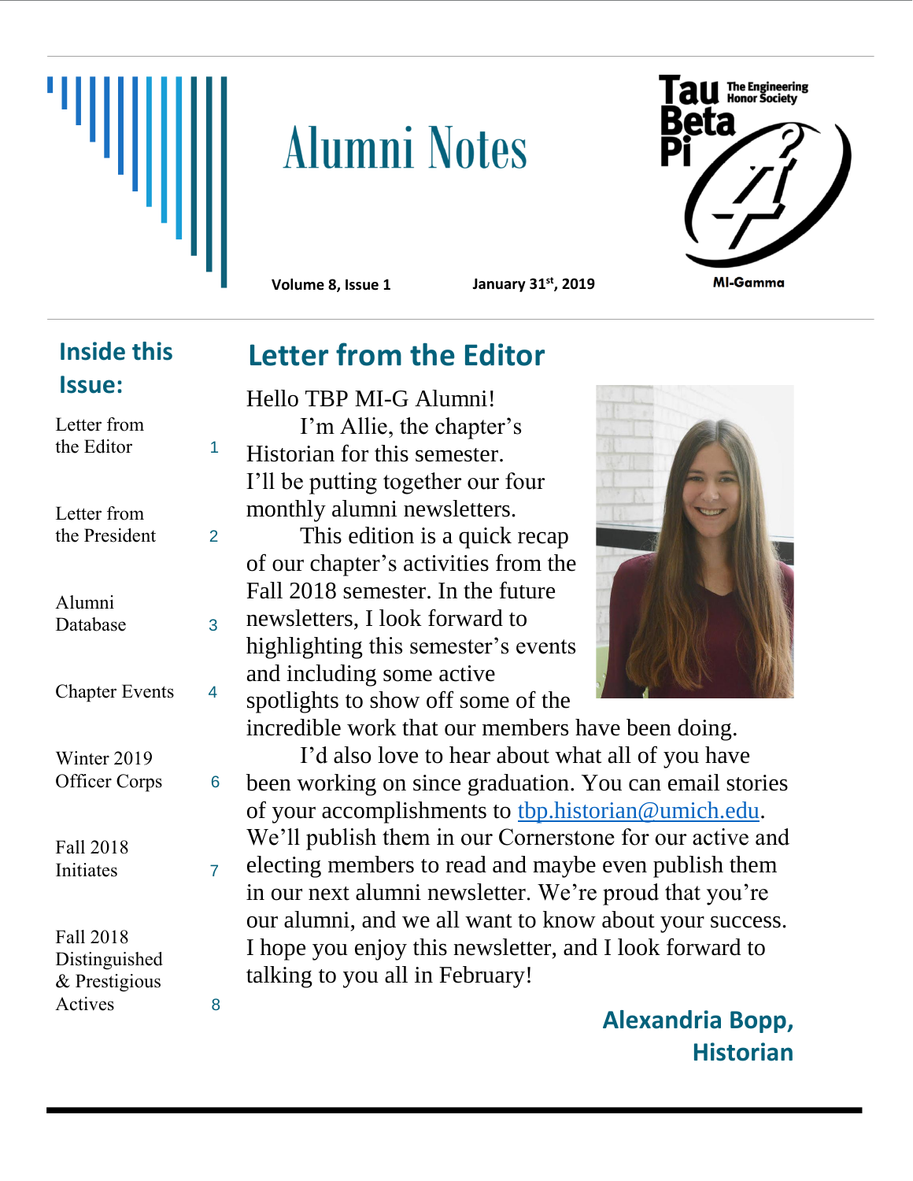# Alumni Notes

**Tau Beta Pi** — The Engineering Honor Society

**MI-Gamma**

**Volume 8, Issue 1** **January 31st, 2019**

## Inside this Issue:

| | |
|---|---|
| Letter from the Editor | 1 |
| Letter from the President | 2 |
| Alumni Database | 3 |
| Chapter Events | 4 |
| Winter 2019 Officer Corps | 6 |
| Fall 2018 Initiates | 7 |
| Fall 2018 Distinguished & Prestigious Actives | 8 |

## Letter from the Editor

Hello TBP MI-G Alumni!

I'm Allie, the chapter's Historian for this semester. I'll be putting together our four monthly alumni newsletters.

This edition is a quick recap of our chapter's activities from the Fall 2018 semester. In the future newsletters, I look forward to highlighting this semester's events and including some active spotlights to show off some of the incredible work that our members have been doing.

I'd also love to hear about what all of you have been working on since graduation. You can email stories of your accomplishments to tbp.historian@umich.edu. We'll publish them in our Cornerstone for our active and electing members to read and maybe even publish them in our next alumni newsletter. We're proud that you're our alumni, and we all want to know about your success. I hope you enjoy this newsletter, and I look forward to talking to you all in February!

**Alexandria Bopp, Historian**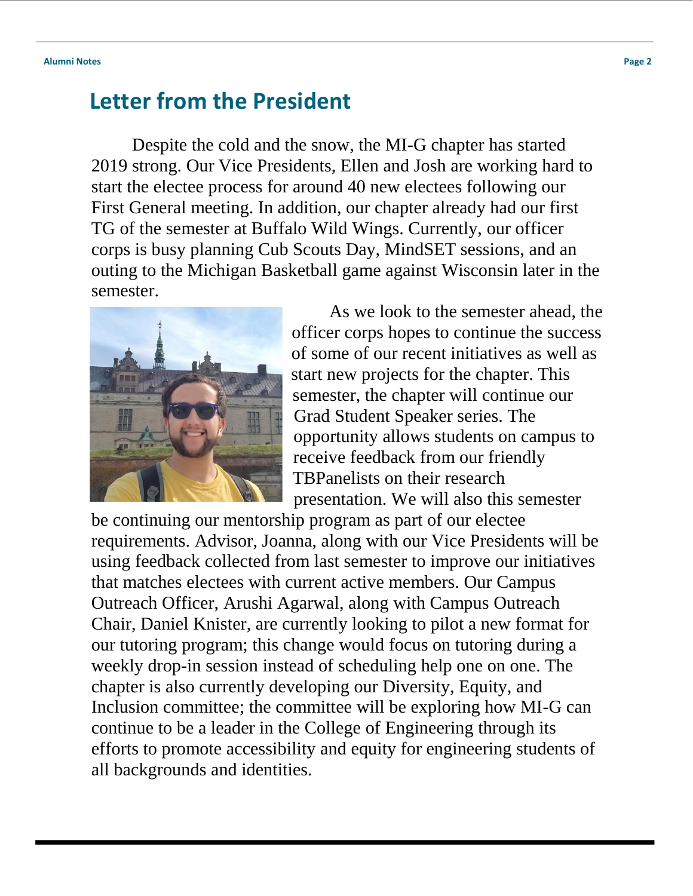## Letter from the President

Despite the cold and the snow, the MI-G chapter has started 2019 strong. Our Vice Presidents, Ellen and Josh are working hard to start the electee process for around 40 new electees following our First General meeting. In addition, our chapter already had our first TG of the semester at Buffalo Wild Wings. Currently, our officer corps is busy planning Cub Scouts Day, MindSET sessions, and an outing to the Michigan Basketball game against Wisconsin later in the semester.

As we look to the semester ahead, the officer corps hopes to continue the success of some of our recent initiatives as well as start new projects for the chapter. This semester, the chapter will continue our Grad Student Speaker series. The opportunity allows students on campus to receive feedback from our friendly TBPanelists on their research presentation. We will also this semester be continuing our mentorship program as part of our electee requirements. Advisor, Joanna, along with our Vice Presidents will be using feedback collected from last semester to improve our initiatives that matches electees with current active members. Our Campus Outreach Officer, Arushi Agarwal, along with Campus Outreach Chair, Daniel Knister, are currently looking to pilot a new format for our tutoring program; this change would focus on tutoring during a weekly drop-in session instead of scheduling help one on one. The chapter is also currently developing our Diversity, Equity, and Inclusion committee; the committee will be exploring how MI-G can continue to be a leader in the College of Engineering through its efforts to promote accessibility and equity for engineering students of all backgrounds and identities.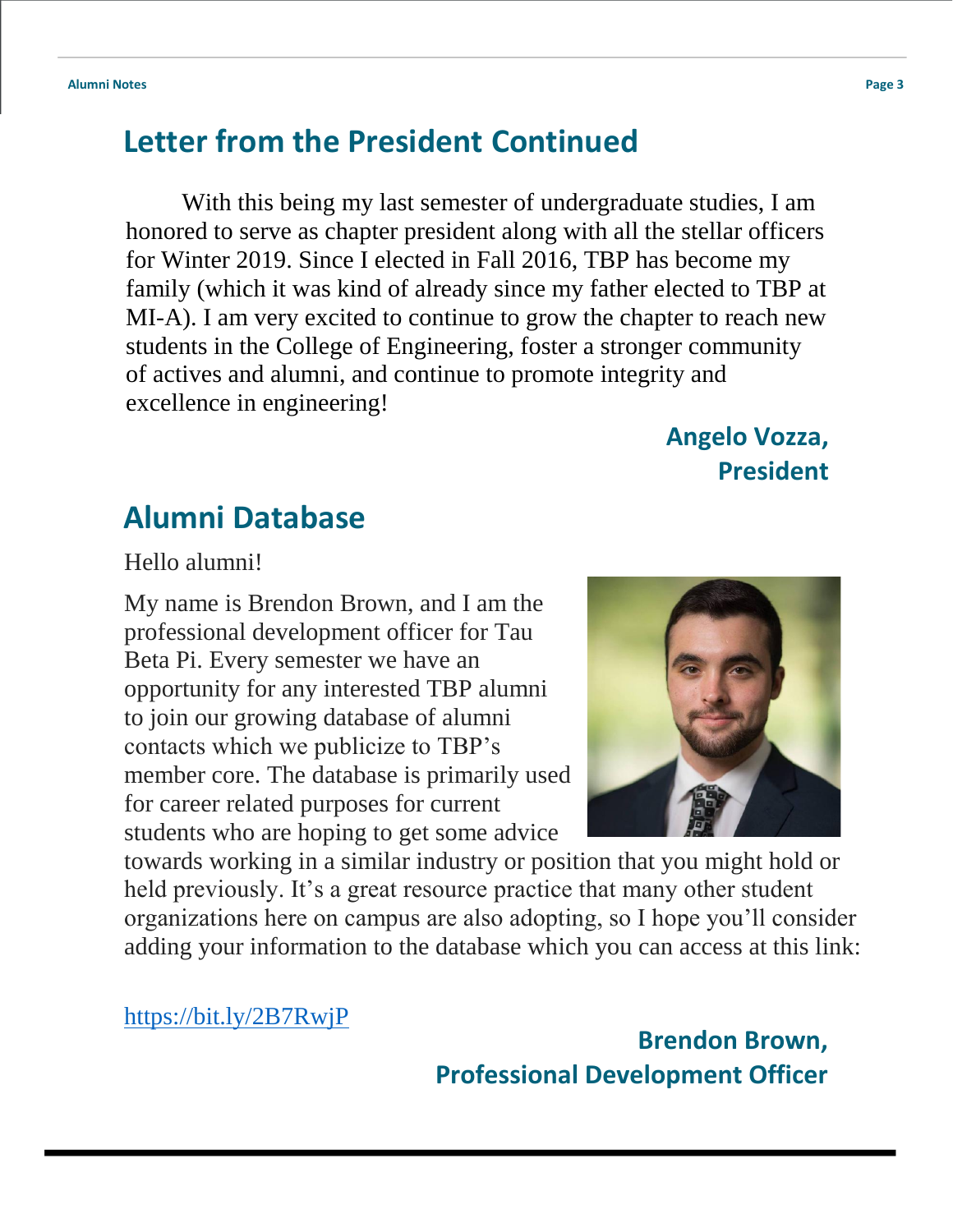## Letter from the President Continued

With this being my last semester of undergraduate studies, I am honored to serve as chapter president along with all the stellar officers for Winter 2019. Since I elected in Fall 2016, TBP has become my family (which it was kind of already since my father elected to TBP at MI-A). I am very excited to continue to grow the chapter to reach new students in the College of Engineering, foster a stronger community of actives and alumni, and continue to promote integrity and excellence in engineering!

**Angelo Vozza,**
**President**

## Alumni Database

Hello alumni!

My name is Brendon Brown, and I am the professional development officer for Tau Beta Pi. Every semester we have an opportunity for any interested TBP alumni to join our growing database of alumni contacts which we publicize to TBP's member core. The database is primarily used for career related purposes for current students who are hoping to get some advice towards working in a similar industry or position that you might hold or held previously. It's a great resource practice that many other student organizations here on campus are also adopting, so I hope you'll consider adding your information to the database which you can access at this link:

https://bit.ly/2B7RwjP

**Brendon Brown,**
**Professional Development Officer**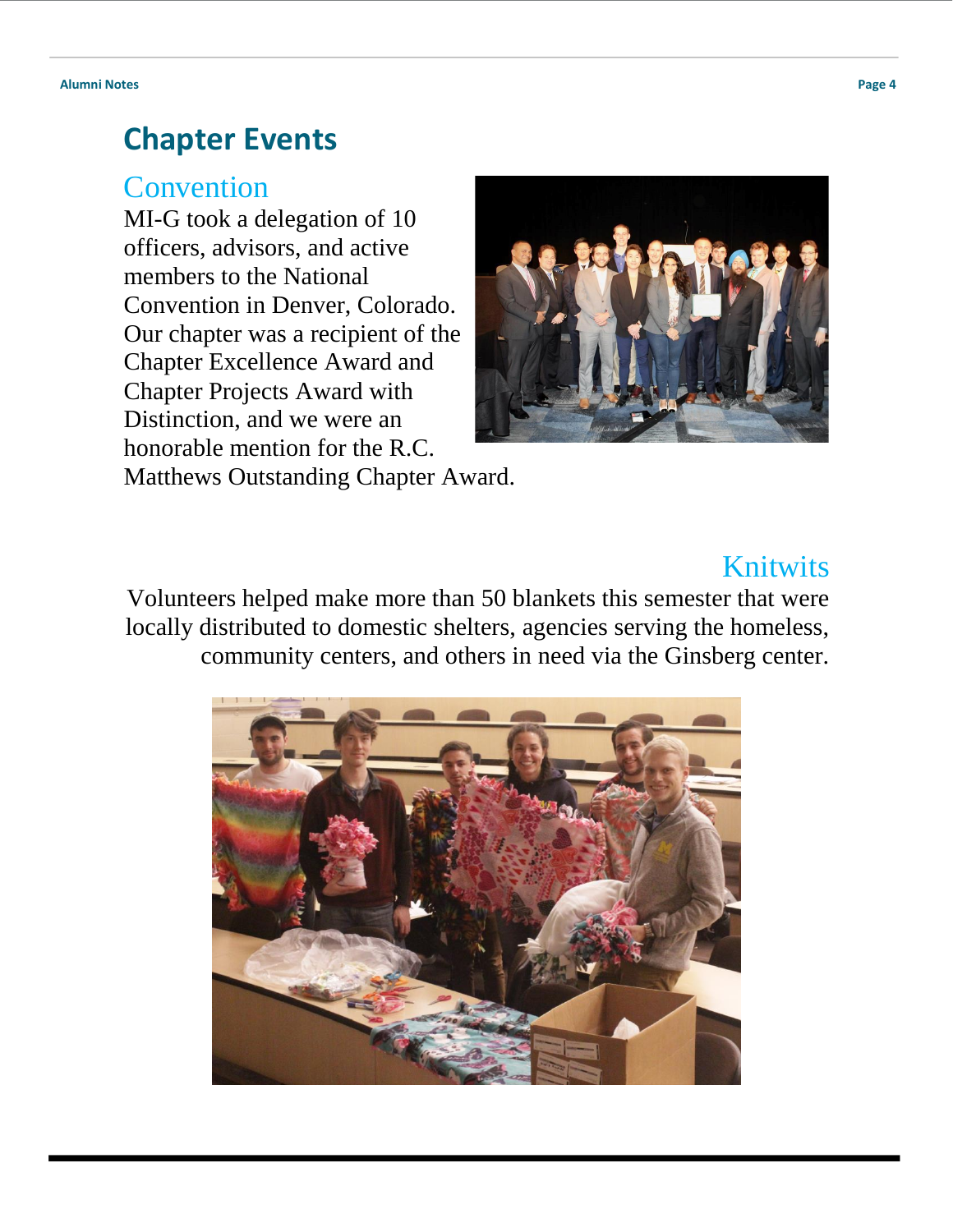# Chapter Events

## Convention

MI-G took a delegation of 10 officers, advisors, and active members to the National Convention in Denver, Colorado. Our chapter was a recipient of the Chapter Excellence Award and Chapter Projects Award with Distinction, and we were an honorable mention for the R.C. Matthews Outstanding Chapter Award.

## Knitwits

Volunteers helped make more than 50 blankets this semester that were locally distributed to domestic shelters, agencies serving the homeless, community centers, and others in need via the Ginsberg center.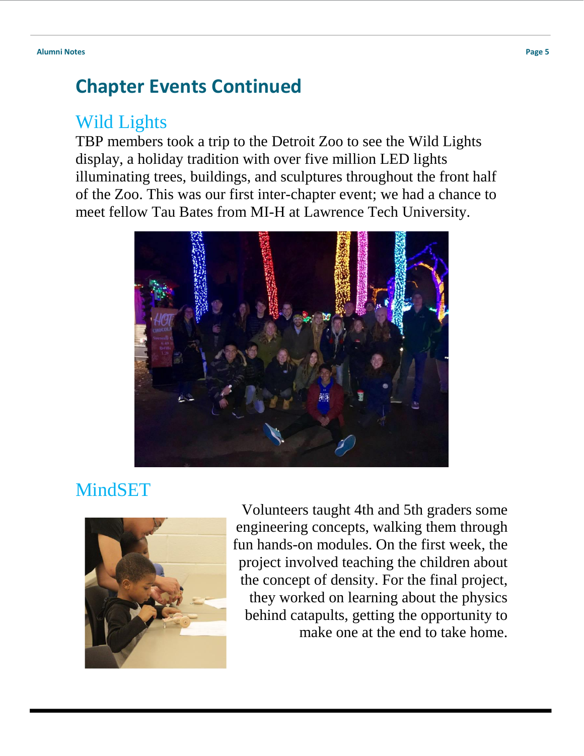# Chapter Events Continued

## Wild Lights

TBP members took a trip to the Detroit Zoo to see the Wild Lights display, a holiday tradition with over five million LED lights illuminating trees, buildings, and sculptures throughout the front half of the Zoo. This was our first inter-chapter event; we had a chance to meet fellow Tau Bates from MI-H at Lawrence Tech University.

## MindSET

Volunteers taught 4th and 5th graders some engineering concepts, walking them through fun hands-on modules. On the first week, the project involved teaching the children about the concept of density. For the final project, they worked on learning about the physics behind catapults, getting the opportunity to make one at the end to take home.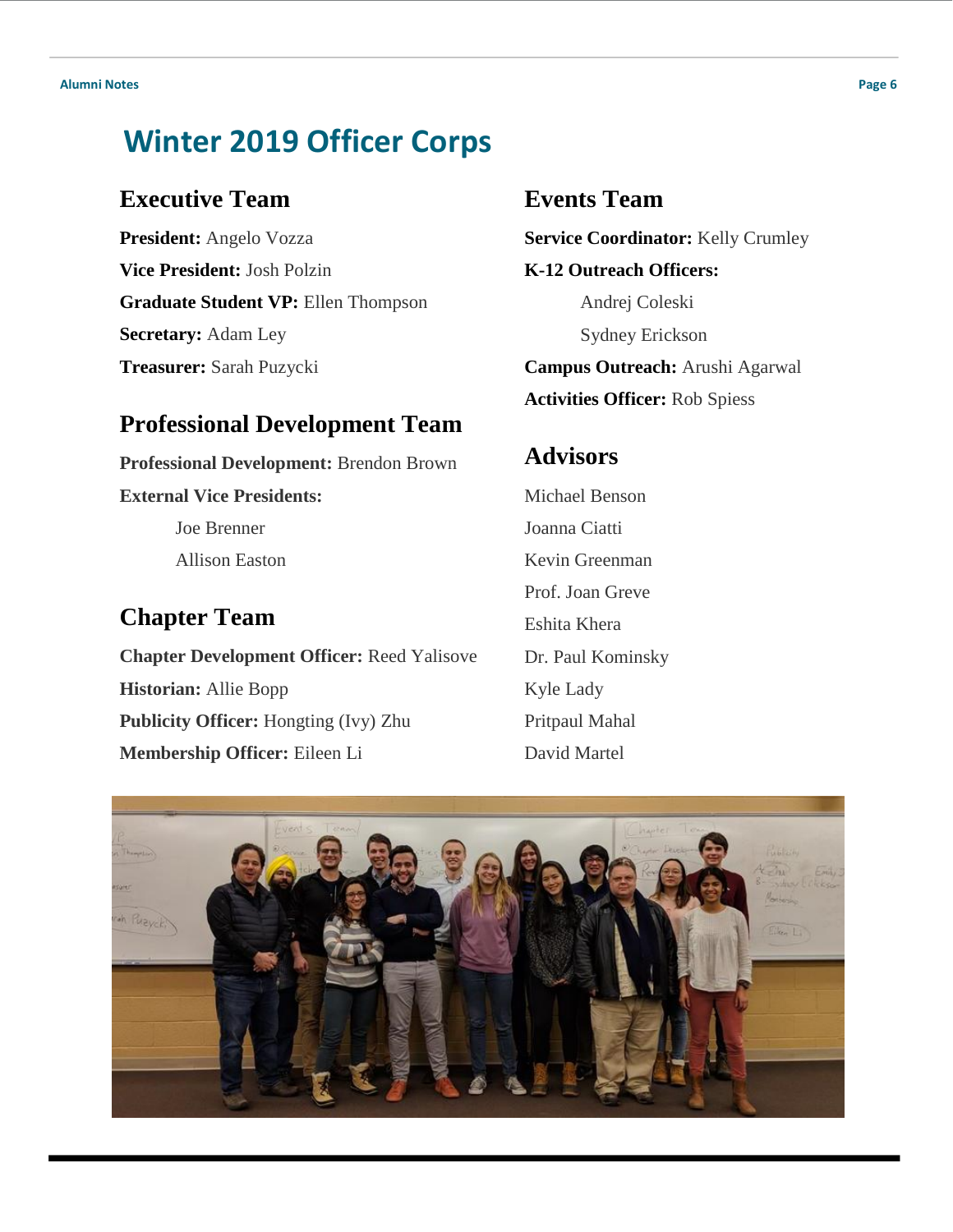# Winter 2019 Officer Corps

## Executive Team

**President:** Angelo Vozza

**Vice President:** Josh Polzin

**Graduate Student VP:** Ellen Thompson

**Secretary:** Adam Ley

**Treasurer:** Sarah Puzycki

## Professional Development Team

**Professional Development:** Brendon Brown

**External Vice Presidents:**

Joe Brenner

Allison Easton

## Chapter Team

**Chapter Development Officer:** Reed Yalisove

**Historian:** Allie Bopp

**Publicity Officer:** Hongting (Ivy) Zhu

**Membership Officer:** Eileen Li

## Events Team

**Service Coordinator:** Kelly Crumley

**K-12 Outreach Officers:**

Andrej Coleski

Sydney Erickson

**Campus Outreach:** Arushi Agarwal

**Activities Officer:** Rob Spiess

## Advisors

Michael Benson

Joanna Ciatti

Kevin Greenman

Prof. Joan Greve

Eshita Khera

Dr. Paul Kominsky

Kyle Lady

Pritpaul Mahal

David Martel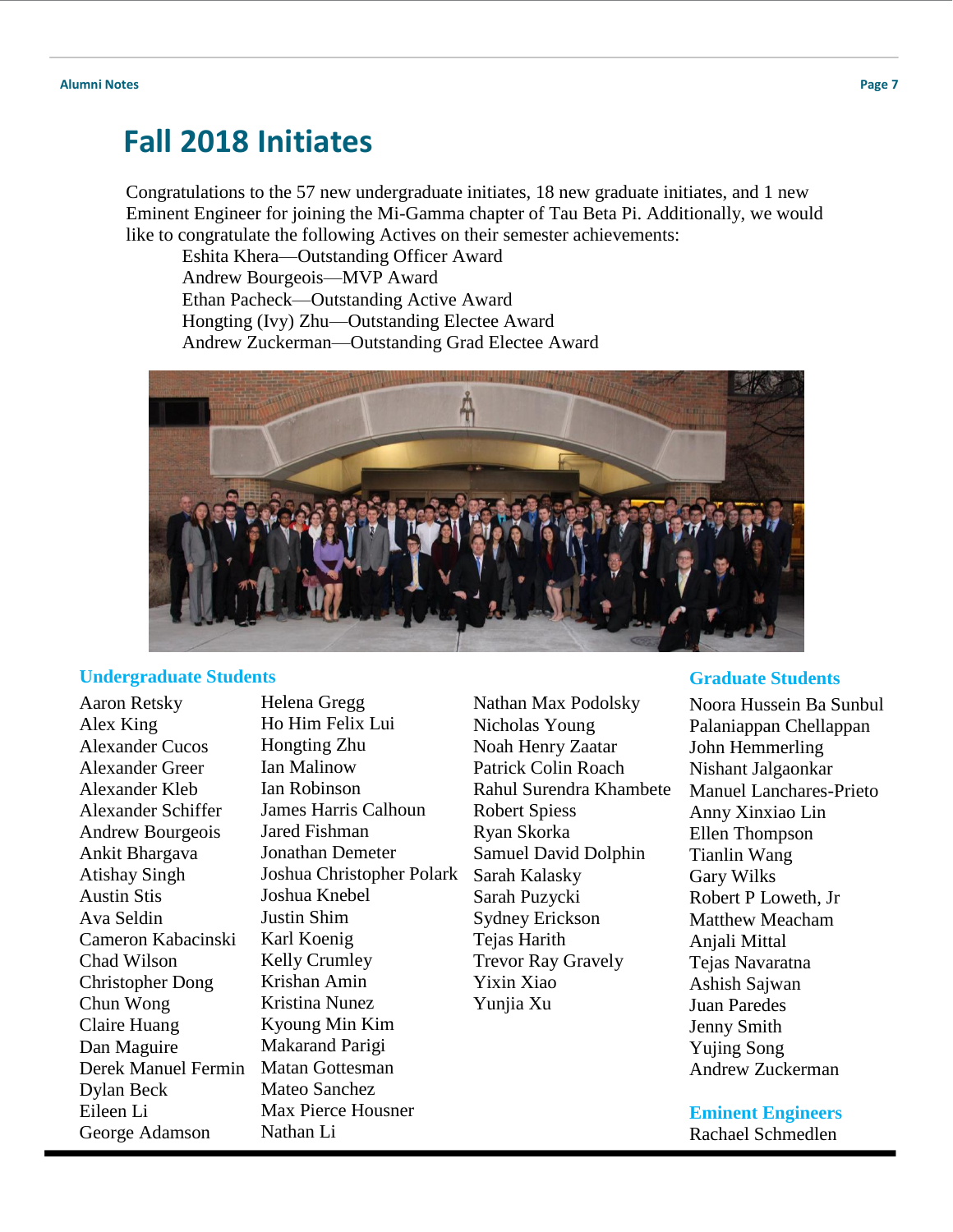# Fall 2018 Initiates

Congratulations to the 57 new undergraduate initiates, 18 new graduate initiates, and 1 new Eminent Engineer for joining the Mi-Gamma chapter of Tau Beta Pi. Additionally, we would like to congratulate the following Actives on their semester achievements:

Eshita Khera—Outstanding Officer Award
Andrew Bourgeois—MVP Award
Ethan Pacheck—Outstanding Active Award
Hongting (Ivy) Zhu—Outstanding Electee Award
Andrew Zuckerman—Outstanding Grad Electee Award

## Undergraduate Students

Aaron Retsky
Alex King
Alexander Cucos
Alexander Greer
Alexander Kleb
Alexander Schiffer
Andrew Bourgeois
Ankit Bhargava
Atishay Singh
Austin Stis
Ava Seldin
Cameron Kabacinski
Chad Wilson
Christopher Dong
Chun Wong
Claire Huang
Dan Maguire
Derek Manuel Fermin
Dylan Beck
Eileen Li
George Adamson
Helena Gregg
Ho Him Felix Lui
Hongting Zhu
Ian Malinow
Ian Robinson
James Harris Calhoun
Jared Fishman
Jonathan Demeter
Joshua Christopher Polark
Joshua Knebel
Justin Shim
Karl Koenig
Kelly Crumley
Krishan Amin
Kristina Nunez
Kyoung Min Kim
Makarand Parigi
Matan Gottesman
Mateo Sanchez
Max Pierce Housner
Nathan Li
Nathan Max Podolsky
Nicholas Young
Noah Henry Zaatar
Patrick Colin Roach
Rahul Surendra Khambete
Robert Spiess
Ryan Skorka
Samuel David Dolphin
Sarah Kalasky
Sarah Puzycki
Sydney Erickson
Tejas Harith
Trevor Ray Gravely
Yixin Xiao
Yunjia Xu

## Graduate Students

Noora Hussein Ba Sunbul
Palaniappan Chellappan
John Hemmerling
Nishant Jalgaonkar
Manuel Lanchares-Prieto
Anny Xinxiao Lin
Ellen Thompson
Tianlin Wang
Gary Wilks
Robert P Loweth, Jr
Matthew Meacham
Anjali Mittal
Tejas Navaratna
Ashish Sajwan
Juan Paredes
Jenny Smith
Yujing Song
Andrew Zuckerman

## Eminent Engineers

Rachael Schmedlen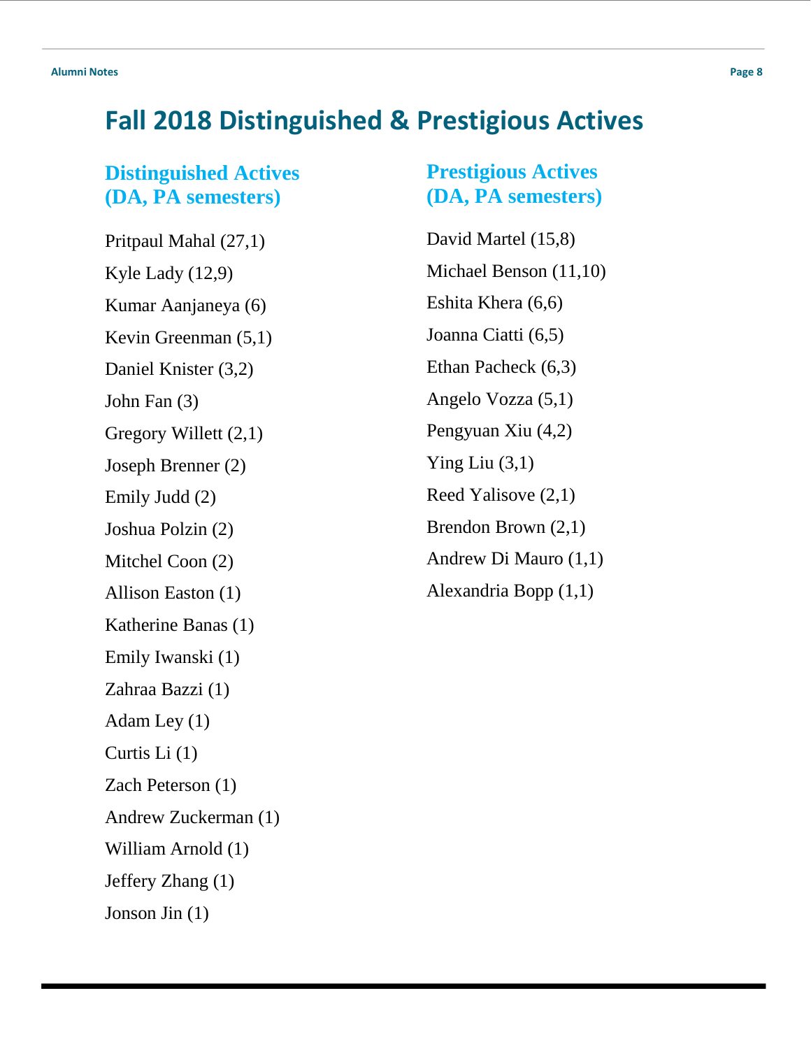# Fall 2018 Distinguished & Prestigious Actives

## Distinguished Actives (DA, PA semesters)

Pritpaul Mahal (27,1)

Kyle Lady (12,9)

Kumar Aanjaneya (6)

Kevin Greenman (5,1)

Daniel Knister (3,2)

John Fan (3)

Gregory Willett (2,1)

Joseph Brenner (2)

Emily Judd (2)

Joshua Polzin (2)

Mitchel Coon (2)

Allison Easton (1)

Katherine Banas (1)

Emily Iwanski (1)

Zahraa Bazzi (1)

Adam Ley (1)

Curtis Li (1)

Zach Peterson (1)

Andrew Zuckerman (1)

William Arnold (1)

Jeffery Zhang (1)

Jonson Jin (1)

## Prestigious Actives (DA, PA semesters)

David Martel (15,8)

Michael Benson (11,10)

Eshita Khera (6,6)

Joanna Ciatti (6,5)

Ethan Pacheck (6,3)

Angelo Vozza (5,1)

Pengyuan Xiu (4,2)

Ying Liu (3,1)

Reed Yalisove (2,1)

Brendon Brown (2,1)

Andrew Di Mauro (1,1)

Alexandria Bopp (1,1)